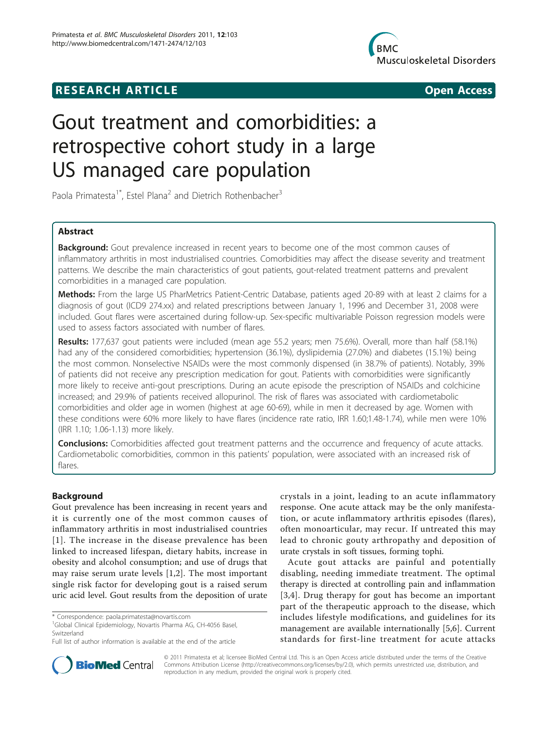# RESEARCH ARTICLE

Open Access

# Gout treatment and comorbidities: a retrospective cohort study in a large US managed care population

Paola Primatesta[1*], Estel Plana[2] and Dietrich Rothenbacher[3]

## Abstract

**Background:** Gout prevalence increased in recent years to become one of the most common causes of inflammatory arthritis in most industrialised countries. Comorbidities may affect the disease severity and treatment patterns. We describe the main characteristics of gout patients, gout-related treatment patterns and prevalent comorbidities in a managed care population.

**Methods:** From the large US PharMetrics Patient-Centric Database, patients aged 20-89 with at least 2 claims for a diagnosis of gout (ICD9 274.xx) and related prescriptions between January 1, 1996 and December 31, 2008 were included. Gout flares were ascertained during follow-up. Sex-specific multivariable Poisson regression models were used to assess factors associated with number of flares.

**Results:** 177,637 gout patients were included (mean age 55.2 years; men 75.6%). Overall, more than half (58.1%) had any of the considered comorbidities; hypertension (36.1%), dyslipidemia (27.0%) and diabetes (15.1%) being the most common. Nonselective NSAIDs were the most commonly dispensed (in 38.7% of patients). Notably, 39% of patients did not receive any prescription medication for gout. Patients with comorbidities were significantly more likely to receive anti-gout prescriptions. During an acute episode the prescription of NSAIDs and colchicine increased; and 29.9% of patients received allopurinol. The risk of flares was associated with cardiometabolic comorbidities and older age in women (highest at age 60-69), while in men it decreased by age. Women with these conditions were 60% more likely to have flares (incidence rate ratio, IRR 1.60;1.48-1.74), while men were 10% (IRR 1.10; 1.06-1.13) more likely.

**Conclusions:** Comorbidities affected gout treatment patterns and the occurrence and frequency of acute attacks. Cardiometabolic comorbidities, common in this patients' population, were associated with an increased risk of flares.

## Background

Gout prevalence has been increasing in recent years and it is currently one of the most common causes of inflammatory arthritis in most industrialised countries [1]. The increase in the disease prevalence has been linked to increased lifespan, dietary habits, increase in obesity and alcohol consumption; and use of drugs that may raise serum urate levels [1,2]. The most important single risk factor for developing gout is a raised serum uric acid level. Gout results from the deposition of urate crystals in a joint, leading to an acute inflammatory response. One acute attack may be the only manifestation, or acute inflammatory arthritis episodes (flares), often monoarticular, may recur. If untreated this may lead to chronic gouty arthropathy and deposition of urate crystals in soft tissues, forming tophi.

Acute gout attacks are painful and potentially disabling, needing immediate treatment. The optimal therapy is directed at controlling pain and inflammation [3,4]. Drug therapy for gout has become an important part of the therapeutic approach to the disease, which includes lifestyle modifications, and guidelines for its management are available internationally [5,6]. Current standards for first-line treatment for acute attacks

\* Correspondence: paola.primatesta@novartis.com
[1]Global Clinical Epidemiology, Novartis Pharma AG, CH-4056 Basel, Switzerland
Full list of author information is available at the end of the article

© 2011 Primatesta et al; licensee BioMed Central Ltd. This is an Open Access article distributed under the terms of the Creative Commons Attribution License (http://creativecommons.org/licenses/by/2.0), which permits unrestricted use, distribution, and reproduction in any medium, provided the original work is properly cited.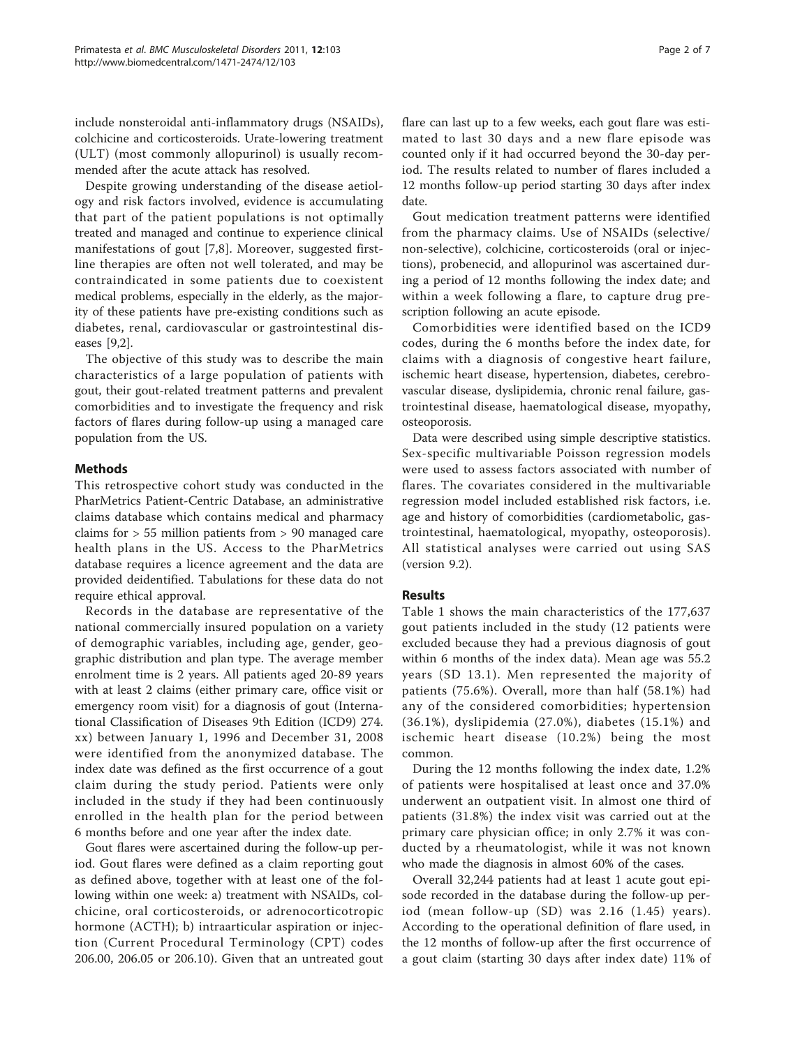include nonsteroidal anti-inflammatory drugs (NSAIDs), colchicine and corticosteroids. Urate-lowering treatment (ULT) (most commonly allopurinol) is usually recommended after the acute attack has resolved.

Despite growing understanding of the disease aetiology and risk factors involved, evidence is accumulating that part of the patient populations is not optimally treated and managed and continue to experience clinical manifestations of gout [7,8]. Moreover, suggested first-line therapies are often not well tolerated, and may be contraindicated in some patients due to coexistent medical problems, especially in the elderly, as the majority of these patients have pre-existing conditions such as diabetes, renal, cardiovascular or gastrointestinal diseases [9,2].

The objective of this study was to describe the main characteristics of a large population of patients with gout, their gout-related treatment patterns and prevalent comorbidities and to investigate the frequency and risk factors of flares during follow-up using a managed care population from the US.

## Methods

This retrospective cohort study was conducted in the PharMetrics Patient-Centric Database, an administrative claims database which contains medical and pharmacy claims for > 55 million patients from > 90 managed care health plans in the US. Access to the PharMetrics database requires a licence agreement and the data are provided deidentified. Tabulations for these data do not require ethical approval.

Records in the database are representative of the national commercially insured population on a variety of demographic variables, including age, gender, geographic distribution and plan type. The average member enrolment time is 2 years. All patients aged 20-89 years with at least 2 claims (either primary care, office visit or emergency room visit) for a diagnosis of gout (International Classification of Diseases 9th Edition (ICD9) 274.xx) between January 1, 1996 and December 31, 2008 were identified from the anonymized database. The index date was defined as the first occurrence of a gout claim during the study period. Patients were only included in the study if they had been continuously enrolled in the health plan for the period between 6 months before and one year after the index date.

Gout flares were ascertained during the follow-up period. Gout flares were defined as a claim reporting gout as defined above, together with at least one of the following within one week: a) treatment with NSAIDs, colchicine, oral corticosteroids, or adrenocorticotropic hormone (ACTH); b) intraarticular aspiration or injection (Current Procedural Terminology (CPT) codes 206.00, 206.05 or 206.10). Given that an untreated gout flare can last up to a few weeks, each gout flare was estimated to last 30 days and a new flare episode was counted only if it had occurred beyond the 30-day period. The results related to number of flares included a 12 months follow-up period starting 30 days after index date.

Gout medication treatment patterns were identified from the pharmacy claims. Use of NSAIDs (selective/non-selective), colchicine, corticosteroids (oral or injections), probenecid, and allopurinol was ascertained during a period of 12 months following the index date; and within a week following a flare, to capture drug prescription following an acute episode.

Comorbidities were identified based on the ICD9 codes, during the 6 months before the index date, for claims with a diagnosis of congestive heart failure, ischemic heart disease, hypertension, diabetes, cerebrovascular disease, dyslipidemia, chronic renal failure, gastrointestinal disease, haematological disease, myopathy, osteoporosis.

Data were described using simple descriptive statistics. Sex-specific multivariable Poisson regression models were used to assess factors associated with number of flares. The covariates considered in the multivariable regression model included established risk factors, i.e. age and history of comorbidities (cardiometabolic, gastrointestinal, haematological, myopathy, osteoporosis). All statistical analyses were carried out using SAS (version 9.2).

## Results

Table 1 shows the main characteristics of the 177,637 gout patients included in the study (12 patients were excluded because they had a previous diagnosis of gout within 6 months of the index data). Mean age was 55.2 years (SD 13.1). Men represented the majority of patients (75.6%). Overall, more than half (58.1%) had any of the considered comorbidities; hypertension (36.1%), dyslipidemia (27.0%), diabetes (15.1%) and ischemic heart disease (10.2%) being the most common.

During the 12 months following the index date, 1.2% of patients were hospitalised at least once and 37.0% underwent an outpatient visit. In almost one third of patients (31.8%) the index visit was carried out at the primary care physician office; in only 2.7% it was conducted by a rheumatologist, while it was not known who made the diagnosis in almost 60% of the cases.

Overall 32,244 patients had at least 1 acute gout episode recorded in the database during the follow-up period (mean follow-up (SD) was 2.16 (1.45) years). According to the operational definition of flare used, in the 12 months of follow-up after the first occurrence of a gout claim (starting 30 days after index date) 11% of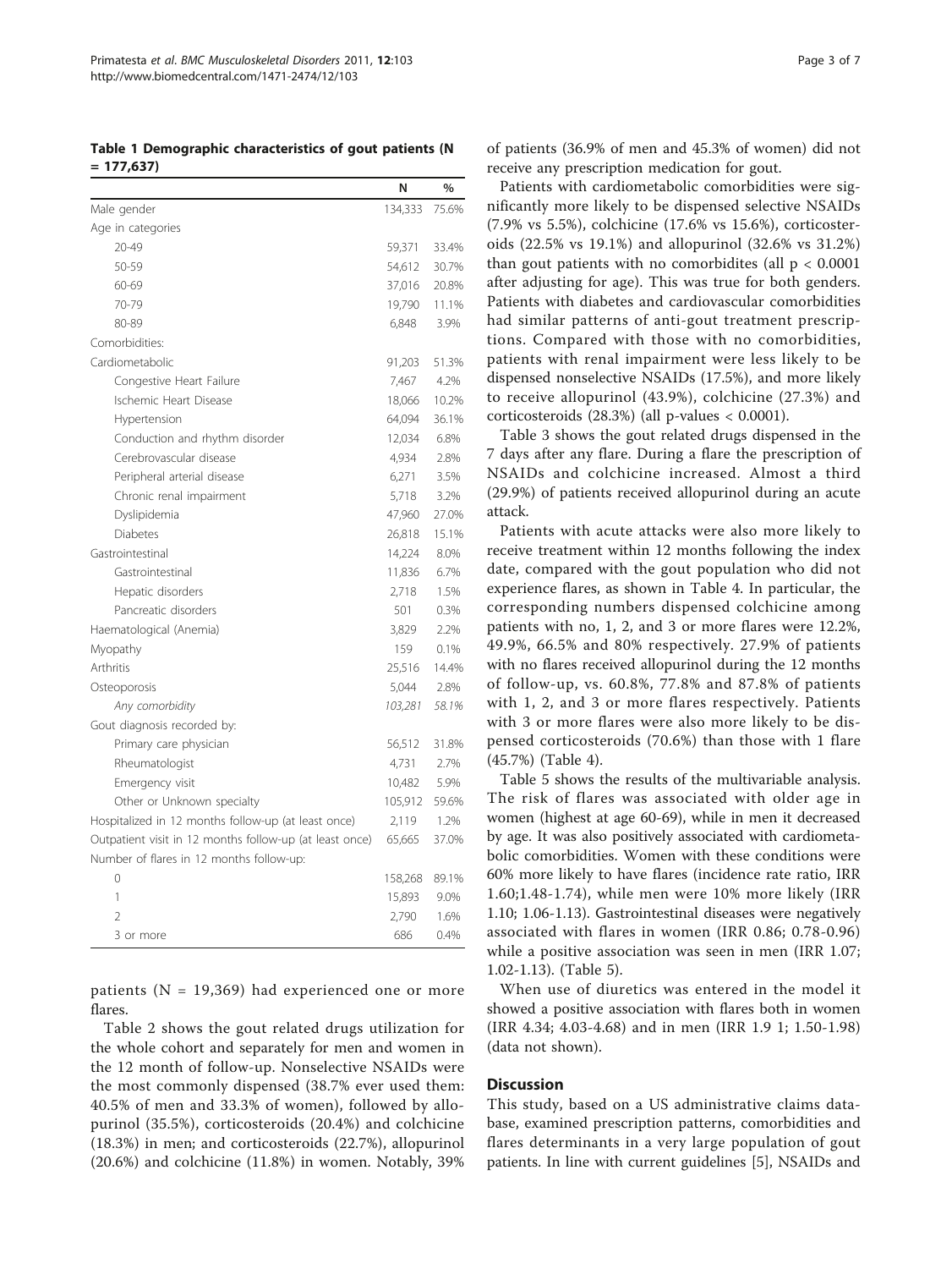**Table 1 Demographic characteristics of gout patients (N = 177,637)**

| | N | % |
|---|---|---|
| Male gender | 134,333 | 75.6% |
| Age in categories | | |
| 20-49 | 59,371 | 33.4% |
| 50-59 | 54,612 | 30.7% |
| 60-69 | 37,016 | 20.8% |
| 70-79 | 19,790 | 11.1% |
| 80-89 | 6,848 | 3.9% |
| Comorbidities: | | |
| Cardiometabolic | 91,203 | 51.3% |
| Congestive Heart Failure | 7,467 | 4.2% |
| Ischemic Heart Disease | 18,066 | 10.2% |
| Hypertension | 64,094 | 36.1% |
| Conduction and rhythm disorder | 12,034 | 6.8% |
| Cerebrovascular disease | 4,934 | 2.8% |
| Peripheral arterial disease | 6,271 | 3.5% |
| Chronic renal impairment | 5,718 | 3.2% |
| Dyslipidemia | 47,960 | 27.0% |
| Diabetes | 26,818 | 15.1% |
| Gastrointestinal | 14,224 | 8.0% |
| Gastrointestinal | 11,836 | 6.7% |
| Hepatic disorders | 2,718 | 1.5% |
| Pancreatic disorders | 501 | 0.3% |
| Haematological (Anemia) | 3,829 | 2.2% |
| Myopathy | 159 | 0.1% |
| Arthritis | 25,516 | 14.4% |
| Osteoporosis | 5,044 | 2.8% |
| *Any comorbidity* | *103,281* | *58.1%* |
| Gout diagnosis recorded by: | | |
| Primary care physician | 56,512 | 31.8% |
| Rheumatologist | 4,731 | 2.7% |
| Emergency visit | 10,482 | 5.9% |
| Other or Unknown specialty | 105,912 | 59.6% |
| Hospitalized in 12 months follow-up (at least once) | 2,119 | 1.2% |
| Outpatient visit in 12 months follow-up (at least once) | 65,665 | 37.0% |
| Number of flares in 12 months follow-up: | | |
| 0 | 158,268 | 89.1% |
| 1 | 15,893 | 9.0% |
| 2 | 2,790 | 1.6% |
| 3 or more | 686 | 0.4% |

patients (N = 19,369) had experienced one or more flares.

Table 2 shows the gout related drugs utilization for the whole cohort and separately for men and women in the 12 month of follow-up. Nonselective NSAIDs were the most commonly dispensed (38.7% ever used them: 40.5% of men and 33.3% of women), followed by allopurinol (35.5%), corticosteroids (20.4%) and colchicine (18.3%) in men; and corticosteroids (22.7%), allopurinol (20.6%) and colchicine (11.8%) in women. Notably, 39% of patients (36.9% of men and 45.3% of women) did not receive any prescription medication for gout.

Patients with cardiometabolic comorbidities were significantly more likely to be dispensed selective NSAIDs (7.9% vs 5.5%), colchicine (17.6% vs 15.6%), corticosteroids (22.5% vs 19.1%) and allopurinol (32.6% vs 31.2%) than gout patients with no comorbidites (all $p < 0.0001$ after adjusting for age). This was true for both genders. Patients with diabetes and cardiovascular comorbidities had similar patterns of anti-gout treatment prescriptions. Compared with those with no comorbidities, patients with renal impairment were less likely to be dispensed nonselective NSAIDs (17.5%), and more likely to receive allopurinol (43.9%), colchicine (27.3%) and corticosteroids (28.3%) (all p-values < 0.0001).

Table 3 shows the gout related drugs dispensed in the 7 days after any flare. During a flare the prescription of NSAIDs and colchicine increased. Almost a third (29.9%) of patients received allopurinol during an acute attack.

Patients with acute attacks were also more likely to receive treatment within 12 months following the index date, compared with the gout population who did not experience flares, as shown in Table 4. In particular, the corresponding numbers dispensed colchicine among patients with no, 1, 2, and 3 or more flares were 12.2%, 49.9%, 66.5% and 80% respectively. 27.9% of patients with no flares received allopurinol during the 12 months of follow-up, vs. 60.8%, 77.8% and 87.8% of patients with 1, 2, and 3 or more flares respectively. Patients with 3 or more flares were also more likely to be dispensed corticosteroids (70.6%) than those with 1 flare (45.7%) (Table 4).

Table 5 shows the results of the multivariable analysis. The risk of flares was associated with older age in women (highest at age 60-69), while in men it decreased by age. It was also positively associated with cardiometabolic comorbidities. Women with these conditions were 60% more likely to have flares (incidence rate ratio, IRR 1.60;1.48-1.74), while men were 10% more likely (IRR 1.10; 1.06-1.13). Gastrointestinal diseases were negatively associated with flares in women (IRR 0.86; 0.78-0.96) while a positive association was seen in men (IRR 1.07; 1.02-1.13). (Table 5).

When use of diuretics was entered in the model it showed a positive association with flares both in women (IRR 4.34; 4.03-4.68) and in men (IRR 1.9 1; 1.50-1.98) (data not shown).

## Discussion

This study, based on a US administrative claims database, examined prescription patterns, comorbidities and flares determinants in a very large population of gout patients. In line with current guidelines [5], NSAIDs and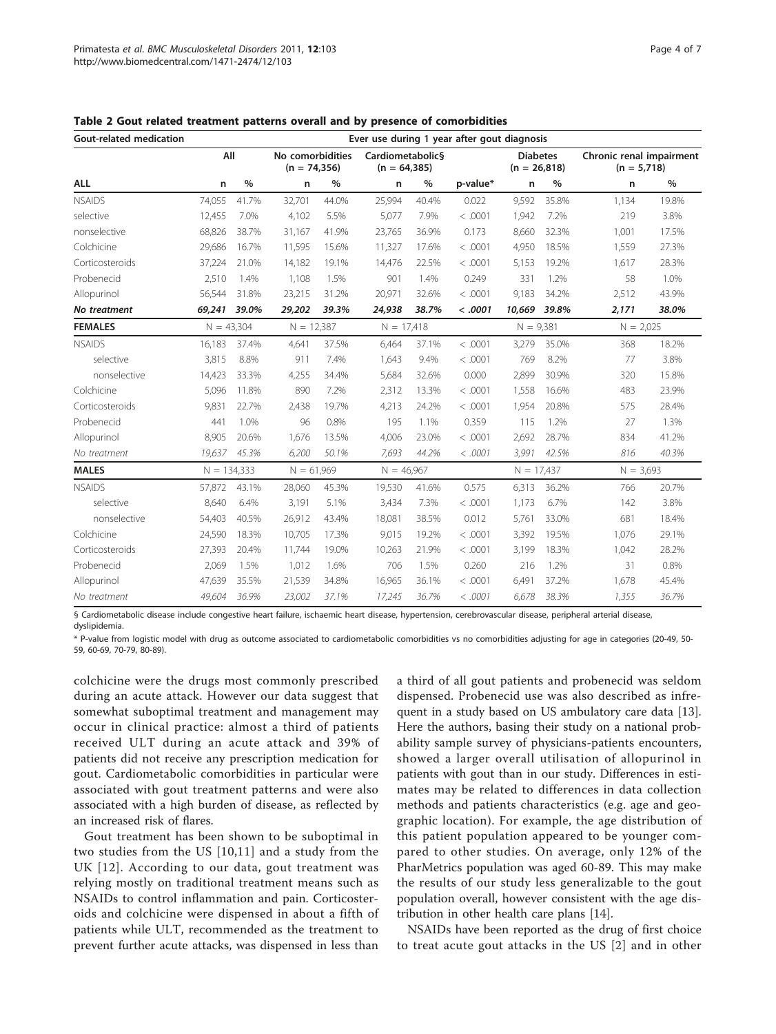**Table 2 Gout related treatment patterns overall and by presence of comorbidities**

| Gout-related medication | Ever use during 1 year after gout diagnosis | | | | | | | | | | | |
|---|---|---|---|---|---|---|---|---|---|---|---|---|
| | All | | No comorbidities (n = 74,356) | | Cardiometabolic§ (n = 64,385) | | | Diabetes (n = 26,818) | | Chronic renal impairment (n = 5,718) | |
| **ALL** | n | % | n | % | n | % | p-value* | n | % | n | % |
| NSAIDS | 74,055 | 41.7% | 32,701 | 44.0% | 25,994 | 40.4% | 0.022 | 9,592 | 35.8% | 1,134 | 19.8% |
| selective | 12,455 | 7.0% | 4,102 | 5.5% | 5,077 | 7.9% | < .0001 | 1,942 | 7.2% | 219 | 3.8% |
| nonselective | 68,826 | 38.7% | 31,167 | 41.9% | 23,765 | 36.9% | 0.173 | 8,660 | 32.3% | 1,001 | 17.5% |
| Colchicine | 29,686 | 16.7% | 11,595 | 15.6% | 11,327 | 17.6% | < .0001 | 4,950 | 18.5% | 1,559 | 27.3% |
| Corticosteroids | 37,224 | 21.0% | 14,182 | 19.1% | 14,476 | 22.5% | < .0001 | 5,153 | 19.2% | 1,617 | 28.3% |
| Probenecid | 2,510 | 1.4% | 1,108 | 1.5% | 901 | 1.4% | 0.249 | 331 | 1.2% | 58 | 1.0% |
| Allopurinol | 56,544 | 31.8% | 23,215 | 31.2% | 20,971 | 32.6% | < .0001 | 9,183 | 34.2% | 2,512 | 43.9% |
| ***No treatment*** | ***69,241*** | ***39.0%*** | ***29,202*** | ***39.3%*** | ***24,938*** | ***38.7%*** | ***< .0001*** | ***10,669*** | ***39.8%*** | ***2,171*** | ***38.0%*** |
| **FEMALES** | N = 43,304 | | N = 12,387 | | N = 17,418 | | | N = 9,381 | | N = 2,025 | |
| NSAIDS | 16,183 | 37.4% | 4,641 | 37.5% | 6,464 | 37.1% | < .0001 | 3,279 | 35.0% | 368 | 18.2% |
| selective | 3,815 | 8.8% | 911 | 7.4% | 1,643 | 9.4% | < .0001 | 769 | 8.2% | 77 | 3.8% |
| nonselective | 14,423 | 33.3% | 4,255 | 34.4% | 5,684 | 32.6% | 0.000 | 2,899 | 30.9% | 320 | 15.8% |
| Colchicine | 5,096 | 11.8% | 890 | 7.2% | 2,312 | 13.3% | < .0001 | 1,558 | 16.6% | 483 | 23.9% |
| Corticosteroids | 9,831 | 22.7% | 2,438 | 19.7% | 4,213 | 24.2% | < .0001 | 1,954 | 20.8% | 575 | 28.4% |
| Probenecid | 441 | 1.0% | 96 | 0.8% | 195 | 1.1% | 0.359 | 115 | 1.2% | 27 | 1.3% |
| Allopurinol | 8,905 | 20.6% | 1,676 | 13.5% | 4,006 | 23.0% | < .0001 | 2,692 | 28.7% | 834 | 41.2% |
| *No treatment* | *19,637* | *45.3%* | *6,200* | *50.1%* | *7,693* | *44.2%* | *< .0001* | *3,991* | *42.5%* | *816* | *40.3%* |
| **MALES** | N = 134,333 | | N = 61,969 | | N = 46,967 | | | N = 17,437 | | N = 3,693 | |
| NSAIDS | 57,872 | 43.1% | 28,060 | 45.3% | 19,530 | 41.6% | 0.575 | 6,313 | 36.2% | 766 | 20.7% |
| selective | 8,640 | 6.4% | 3,191 | 5.1% | 3,434 | 7.3% | < .0001 | 1,173 | 6.7% | 142 | 3.8% |
| nonselective | 54,403 | 40.5% | 26,912 | 43.4% | 18,081 | 38.5% | 0.012 | 5,761 | 33.0% | 681 | 18.4% |
| Colchicine | 24,590 | 18.3% | 10,705 | 17.3% | 9,015 | 19.2% | < .0001 | 3,392 | 19.5% | 1,076 | 29.1% |
| Corticosteroids | 27,393 | 20.4% | 11,744 | 19.0% | 10,263 | 21.9% | < .0001 | 3,199 | 18.3% | 1,042 | 28.2% |
| Probenecid | 2,069 | 1.5% | 1,012 | 1.6% | 706 | 1.5% | 0.260 | 216 | 1.2% | 31 | 0.8% |
| Allopurinol | 47,639 | 35.5% | 21,539 | 34.8% | 16,965 | 36.1% | < .0001 | 6,491 | 37.2% | 1,678 | 45.4% |
| *No treatment* | *49,604* | *36.9%* | *23,002* | *37.1%* | *17,245* | *36.7%* | *< .0001* | *6,678* | *38.3%* | *1,355* | *36.7%* |

§ Cardiometabolic disease include congestive heart failure, ischaemic heart disease, hypertension, cerebrovascular disease, peripheral arterial disease, dyslipidemia.

\* P-value from logistic model with drug as outcome associated to cardiometabolic comorbidities vs no comorbidities adjusting for age in categories (20-49, 50-59, 60-69, 70-79, 80-89).

colchicine were the drugs most commonly prescribed during an acute attack. However our data suggest that somewhat suboptimal treatment and management may occur in clinical practice: almost a third of patients received ULT during an acute attack and 39% of patients did not receive any prescription medication for gout. Cardiometabolic comorbidities in particular were associated with gout treatment patterns and were also associated with a high burden of disease, as reflected by an increased risk of flares.

Gout treatment has been shown to be suboptimal in two studies from the US [10,11] and a study from the UK [12]. According to our data, gout treatment was relying mostly on traditional treatment means such as NSAIDs to control inflammation and pain. Corticosteroids and colchicine were dispensed in about a fifth of patients while ULT, recommended as the treatment to prevent further acute attacks, was dispensed in less than a third of all gout patients and probenecid was seldom dispensed. Probenecid use was also described as infrequent in a study based on US ambulatory care data [13]. Here the authors, basing their study on a national probability sample survey of physicians-patients encounters, showed a larger overall utilisation of allopurinol in patients with gout than in our study. Differences in estimates may be related to differences in data collection methods and patients characteristics (e.g. age and geographic location). For example, the age distribution of this patient population appeared to be younger compared to other studies. On average, only 12% of the PharMetrics population was aged 60-89. This may make the results of our study less generalizable to the gout population overall, however consistent with the age distribution in other health care plans [14].

NSAIDs have been reported as the drug of first choice to treat acute gout attacks in the US [2] and in other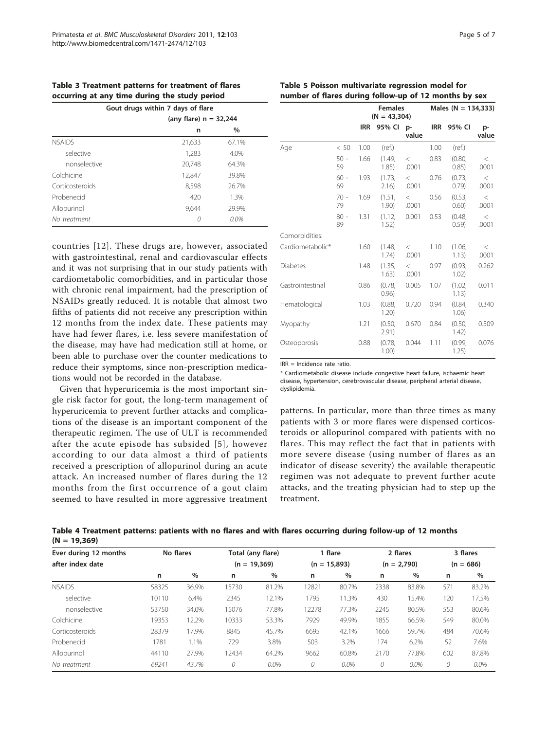**Table 3 Treatment patterns for treatment of flares occurring at any time during the study period**

| Gout drugs within 7 days of flare | | |
|---|---|---|
| | (any flare) n = 32,244 | |
| | n | % |
| NSAIDS | 21,633 | 67.1% |
| selective | 1,283 | 4.0% |
| nonselective | 20,748 | 64.3% |
| Colchicine | 12,847 | 39.8% |
| Corticosteroids | 8,598 | 26.7% |
| Probenecid | 420 | 1.3% |
| Allopurinol | 9,644 | 29.9% |
| *No treatment* | *0* | *0.0%* |

countries [12]. These drugs are, however, associated with gastrointestinal, renal and cardiovascular effects and it was not surprising that in our study patients with cardiometabolic comorbidities, and in particular those with chronic renal impairment, had the prescription of NSAIDs greatly reduced. It is notable that almost two fifths of patients did not receive any prescription within 12 months from the index date. These patients may have had fewer flares, i.e. less severe manifestation of the disease, may have had medication still at home, or been able to purchase over the counter medications to reduce their symptoms, since non-prescription medications would not be recorded in the database.

Given that hyperuricemia is the most important single risk factor for gout, the long-term management of hyperuricemia to prevent further attacks and complications of the disease is an important component of the therapeutic regimen. The use of ULT is recommended after the acute episode has subsided [5], however according to our data almost a third of patients received a prescription of allopurinol during an acute attack. An increased number of flares during the 12 months from the first occurrence of a gout claim seemed to have resulted in more aggressive treatment patterns. In particular, more than three times as many patients with 3 or more flares were dispensed corticosteroids or allopurinol compared with patients with no flares. This may reflect the fact that in patients with more severe disease (using number of flares as an indicator of disease severity) the available therapeutic regimen was not adequate to prevent further acute attacks, and the treating physician had to step up the treatment.

**Table 5 Poisson multivariate regression model for number of flares during follow-up of 12 months by sex**

| | | Females (N = 43,304) | | | Males (N = 134,333) | | |
|---|---|---|---|---|---|---|---|
| | | IRR | 95% CI | p-value | IRR | 95% CI | p-value |
| Age | < 50 | 1.00 | (ref.) | | 1.00 | (ref.) | |
| | 50 - 59 | 1.66 | (1.49, 1.85) | < .0001 | 0.83 | (0.80, 0.85) | < .0001 |
| | 60 - 69 | 1.93 | (1.73, 2.16) | < .0001 | 0.76 | (0.73, 0.79) | < .0001 |
| | 70 - 79 | 1.69 | (1.51, 1.90) | < .0001 | 0.56 | (0.53, 0.60) | < .0001 |
| | 80 - 89 | 1.31 | (1.12, 1.52) | 0.001 | 0.53 | (0.48, 0.59) | < .0001 |
| Comorbidities: | | | | | | | |
| Cardiometabolic* | | 1.60 | (1.48, 1.74) | < .0001 | 1.10 | (1.06, 1.13) | < .0001 |
| Diabetes | | 1.48 | (1.35, 1.63) | < .0001 | 0.97 | (0.93, 1.02) | 0.262 |
| Gastrointestinal | | 0.86 | (0.78, 0.96) | 0.005 | 1.07 | (1.02, 1.13) | 0.011 |
| Hematological | | 1.03 | (0.88, 1.20) | 0.720 | 0.94 | (0.84, 1.06) | 0.340 |
| Myopathy | | 1.21 | (0.50, 2.91) | 0.670 | 0.84 | (0.50, 1.42) | 0.509 |
| Osteoporosis | | 0.88 | (0.78, 1.00) | 0.044 | 1.11 | (0.99, 1.25) | 0.076 |

IRR = Incidence rate ratio.

* Cardiometabolic disease include congestive heart failure, ischaemic heart disease, hypertension, cerebrovascular disease, peripheral arterial disease, dyslipidemia.

**Table 4 Treatment patterns: patients with no flares and with flares occurring during follow-up of 12 months (N = 19,369)**

| Ever during 12 months after index date | No flares | | Total (any flare) (n = 19,369) | | 1 flare (n = 15,893) | | 2 flares (n = 2,790) | | 3 flares (n = 686) | |
|---|---|---|---|---|---|---|---|---|---|---|
| | n | % | n | % | n | % | n | % | n | % |
| NSAIDS | 58325 | 36.9% | 15730 | 81.2% | 12821 | 80.7% | 2338 | 83.8% | 571 | 83.2% |
| selective | 10110 | 6.4% | 2345 | 12.1% | 1795 | 11.3% | 430 | 15.4% | 120 | 17.5% |
| nonselective | 53750 | 34.0% | 15076 | 77.8% | 12278 | 77.3% | 2245 | 80.5% | 553 | 80.6% |
| Colchicine | 19353 | 12.2% | 10333 | 53.3% | 7929 | 49.9% | 1855 | 66.5% | 549 | 80.0% |
| Corticosteroids | 28379 | 17.9% | 8845 | 45.7% | 6695 | 42.1% | 1666 | 59.7% | 484 | 70.6% |
| Probenecid | 1781 | 1.1% | 729 | 3.8% | 503 | 3.2% | 174 | 6.2% | 52 | 7.6% |
| Allopurinol | 44110 | 27.9% | 12434 | 64.2% | 9662 | 60.8% | 2170 | 77.8% | 602 | 87.8% |
| *No treatment* | *69241* | *43.7%* | *0* | *0.0%* | *0* | *0.0%* | *0* | *0.0%* | *0* | *0.0%* |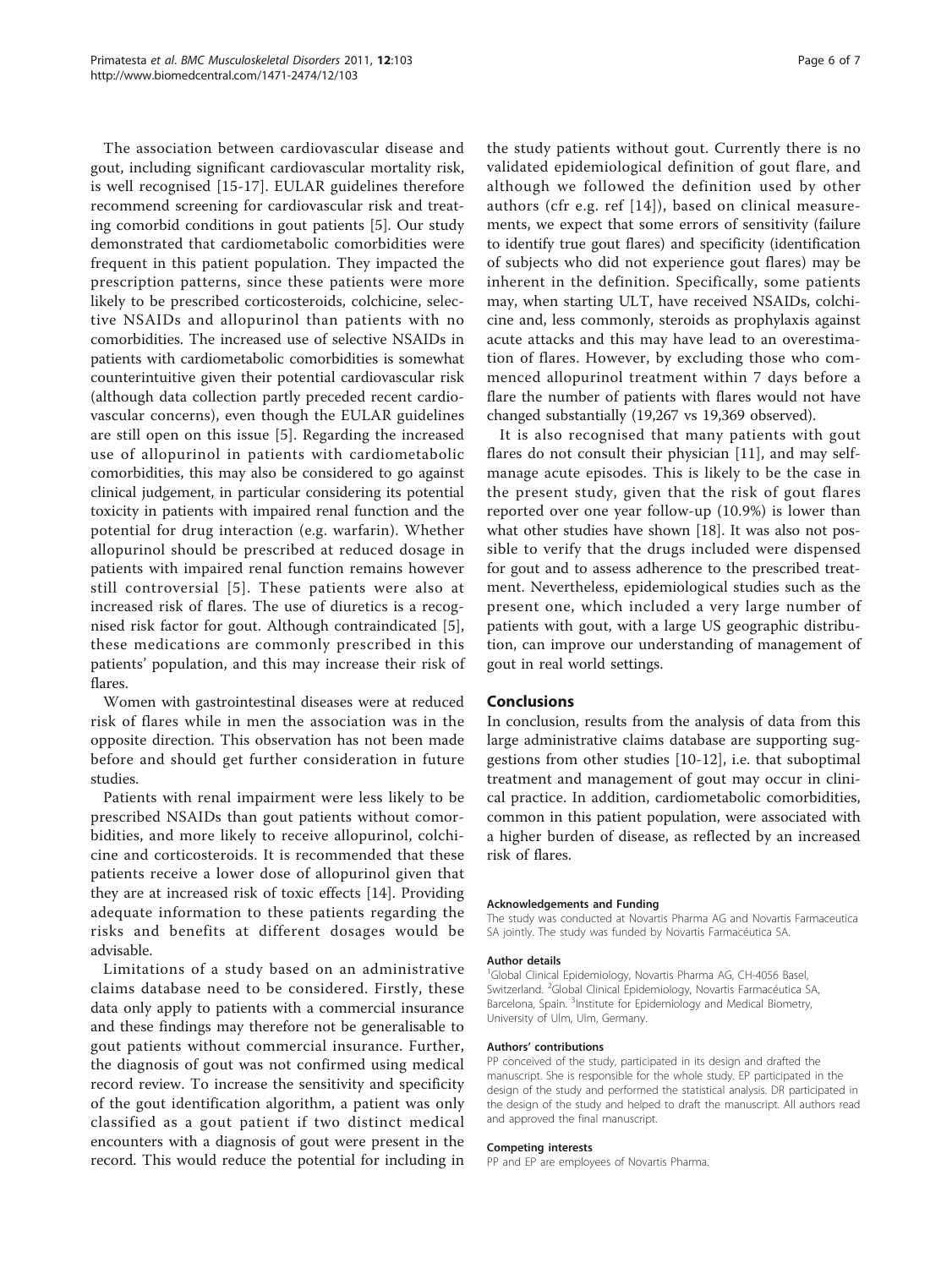The association between cardiovascular disease and gout, including significant cardiovascular mortality risk, is well recognised [15-17]. EULAR guidelines therefore recommend screening for cardiovascular risk and treating comorbid conditions in gout patients [5]. Our study demonstrated that cardiometabolic comorbidities were frequent in this patient population. They impacted the prescription patterns, since these patients were more likely to be prescribed corticosteroids, colchicine, selective NSAIDs and allopurinol than patients with no comorbidities. The increased use of selective NSAIDs in patients with cardiometabolic comorbidities is somewhat counterintuitive given their potential cardiovascular risk (although data collection partly preceded recent cardiovascular concerns), even though the EULAR guidelines are still open on this issue [5]. Regarding the increased use of allopurinol in patients with cardiometabolic comorbidities, this may also be considered to go against clinical judgement, in particular considering its potential toxicity in patients with impaired renal function and the potential for drug interaction (e.g. warfarin). Whether allopurinol should be prescribed at reduced dosage in patients with impaired renal function remains however still controversial [5]. These patients were also at increased risk of flares. The use of diuretics is a recognised risk factor for gout. Although contraindicated [5], these medications are commonly prescribed in this patients' population, and this may increase their risk of flares.

Women with gastrointestinal diseases were at reduced risk of flares while in men the association was in the opposite direction. This observation has not been made before and should get further consideration in future studies.

Patients with renal impairment were less likely to be prescribed NSAIDs than gout patients without comorbidities, and more likely to receive allopurinol, colchicine and corticosteroids. It is recommended that these patients receive a lower dose of allopurinol given that they are at increased risk of toxic effects [14]. Providing adequate information to these patients regarding the risks and benefits at different dosages would be advisable.

Limitations of a study based on an administrative claims database need to be considered. Firstly, these data only apply to patients with a commercial insurance and these findings may therefore not be generalisable to gout patients without commercial insurance. Further, the diagnosis of gout was not confirmed using medical record review. To increase the sensitivity and specificity of the gout identification algorithm, a patient was only classified as a gout patient if two distinct medical encounters with a diagnosis of gout were present in the record. This would reduce the potential for including in the study patients without gout. Currently there is no validated epidemiological definition of gout flare, and although we followed the definition used by other authors (cfr e.g. ref [14]), based on clinical measurements, we expect that some errors of sensitivity (failure to identify true gout flares) and specificity (identification of subjects who did not experience gout flares) may be inherent in the definition. Specifically, some patients may, when starting ULT, have received NSAIDs, colchicine and, less commonly, steroids as prophylaxis against acute attacks and this may have lead to an overestimation of flares. However, by excluding those who commenced allopurinol treatment within 7 days before a flare the number of patients with flares would not have changed substantially (19,267 vs 19,369 observed).

It is also recognised that many patients with gout flares do not consult their physician [11], and may self-manage acute episodes. This is likely to be the case in the present study, given that the risk of gout flares reported over one year follow-up (10.9%) is lower than what other studies have shown [18]. It was also not possible to verify that the drugs included were dispensed for gout and to assess adherence to the prescribed treatment. Nevertheless, epidemiological studies such as the present one, which included a very large number of patients with gout, with a large US geographic distribution, can improve our understanding of management of gout in real world settings.

## Conclusions

In conclusion, results from the analysis of data from this large administrative claims database are supporting suggestions from other studies [10-12], i.e. that suboptimal treatment and management of gout may occur in clinical practice. In addition, cardiometabolic comorbidities, common in this patient population, were associated with a higher burden of disease, as reflected by an increased risk of flares.

#### Acknowledgements and Funding

The study was conducted at Novartis Pharma AG and Novartis Farmaceutica SA jointly. The study was funded by Novartis Farmacéutica SA.

#### Author details

[1]Global Clinical Epidemiology, Novartis Pharma AG, CH-4056 Basel, Switzerland. [2]Global Clinical Epidemiology, Novartis Farmacéutica SA, Barcelona, Spain. [3]Institute for Epidemiology and Medical Biometry, University of Ulm, Ulm, Germany.

#### Authors' contributions

PP conceived of the study, participated in its design and drafted the manuscript. She is responsible for the whole study. EP participated in the design of the study and performed the statistical analysis. DR participated in the design of the study and helped to draft the manuscript. All authors read and approved the final manuscript.

#### Competing interests

PP and EP are employees of Novartis Pharma.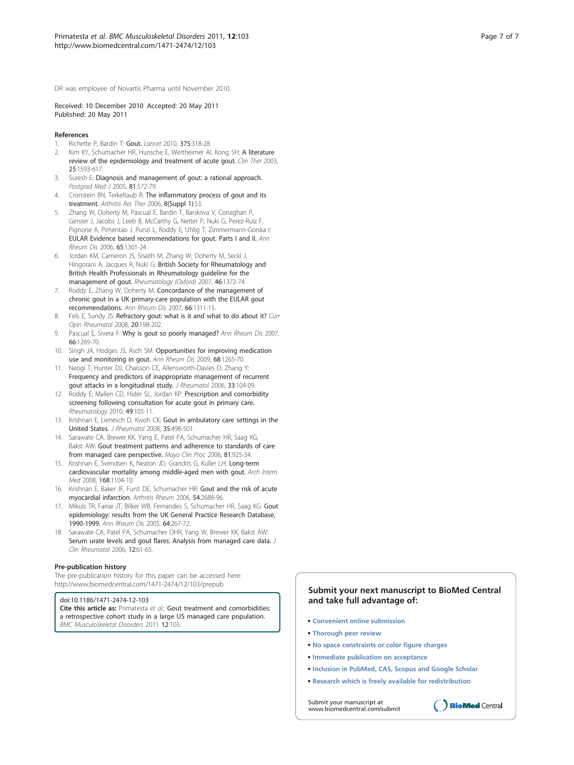DR was employee of Novartis Pharma until November 2010.

Received: 10 December 2010 Accepted: 20 May 2011
Published: 20 May 2011

## References

1. Richette P, Bardin T: **Gout.** *Lancet* 2010, **375**:318-28.
2. Kim KY, Schumacher HR, Hunsche E, Wertheimer AI, Kong SH: **A literature review of the epidemiology and treatment of acute gout.** *Clin Ther* 2003, **25**:1593-617.
3. Suresh E: **Diagnosis and management of gout: a rational approach.** *Postgrad Med J* 2005, **81**:572-79.
4. Cronstein BN, Terkeltaub R: **The inflammatory process of gout and its treatment.** *Arthritis Res Ther* 2006, **8(Suppl 1)**:S3.
5. Zhang W, Doherty M, Pascual E, Bardin T, Barskova V, Conaghan P, Gerster J, Jacobs J, Leeb B, McCarthy G, Netter P, Nuki G, Perez-Ruiz F, Pignone A, Pimentao J, Punzi L, Roddy E, Uhlig T, Zimmermann-Gorska I: **EULAR Evidence based recommendations for gout. Parts I and II.** *Ann Rheum Dis* 2006, **65**:1301-24.
6. Jordan KM, Cameron JS, Snaith M, Zhang W, Doherty M, Seckl J, Hingorani A, Jacques R, Nuki G: **British Society for Rheumatology and British Health Professionals in Rheumatology guideline for the management of gout.** *Rheumatology (Oxford)* 2007, **46**:1372-74.
7. Roddy E, Zhang W, Doherty M: **Concordance of the management of chronic gout in a UK primary-care population with the EULAR gout recommendations.** *Ann Rheum Dis* 2007, **66**:1311-15.
8. Fels E, Sundy JS: **Refractory gout: what is it and what to do about it?** *Curr Opin Rheumatol* 2008, **20**:198-202.
9. Pascual E, Sivera F: **Why is gout so poorly managed?** *Ann Rheum Dis* 2007, **66**:1269-70.
10. Singh JA, Hodges JS, Asch SM: **Opportunities for improving medication use and monitoring in gout.** *Ann Rheum Dis* 2009, **68**:1265-70.
11. Neogi T, Hunter DJ, Chaisson CE, Allensworth-Davies D, Zhang Y: **Frequency and predictors of inappropriate management of recurrent gout attacks in a longitudinal study.** *J Rheumatol* 2006, **33**:104-09.
12. Roddy E, Mallen CD, Hider SL, Jordan KP: **Prescription and comorbidity screening following consultation for acute gout in primary care.** *Rheumatology* 2010, **49**:105-11.
13. Krishnan E, Lienesch D, Kwoh CK: **Gout in ambulatory care settings in the United States.** *J Rheumatol* 2008, **35**:498-501.
14. Sarawate CA, Brewer KK, Yang E, Patel PA, Schumacher HR, Saag KG, Bakst AW: **Gout treatment patterns and adherence to standards of care from managed care perspective.** *Mayo Clin Proc* 2006, **81**:925-34.
15. Krishnan E, Svendsen K, Neaton JD, Grandits G, Kuller LH: **Long-term cardiovascular mortality among middle-aged men with gout.** *Arch Intern Med* 2008, **168**:1104-10.
16. Krishnan E, Baker JF, Furst DE, Schumacher HR: **Gout and the risk of acute myocardial infarction.** *Arthritis Rheum* 2006, **54**:2688-96.
17. Mikuls TR, Farrar JT, Bilker WB, Fernandes S, Schumacher HR, Saag KG: **Gout epidemiology: results from the UK General Practice Research Database, 1990-1999.** *Ann Rheum Dis* 2005, **64**:267-72.
18. Sarawate CA, Patel PA, Schumacher DHR, Yang W, Brewer KK, Bakst AW: **Serum urate levels and gout flares: Analysis from managed care data.** *J Clin Rheumatol* 2006, **12**:61-65.

### Pre-publication history

The pre-publication history for this paper can be accessed here:
http://www.biomedcentral.com/1471-2474/12/103/prepub

doi:10.1186/1471-2474-12-103
**Cite this article as:** Primatesta *et al.*: Gout treatment and comorbidities: a retrospective cohort study in a large US managed care population. *BMC Musculoskeletal Disorders* 2011 **12**:103.

**Submit your next manuscript to BioMed Central and take full advantage of:**

- **Convenient online submission**
- **Thorough peer review**
- **No space constraints or color figure charges**
- **Immediate publication on acceptance**
- **Inclusion in PubMed, CAS, Scopus and Google Scholar**
- **Research which is freely available for redistribution**

Submit your manuscript at
www.biomedcentral.com/submit

BioMed Central